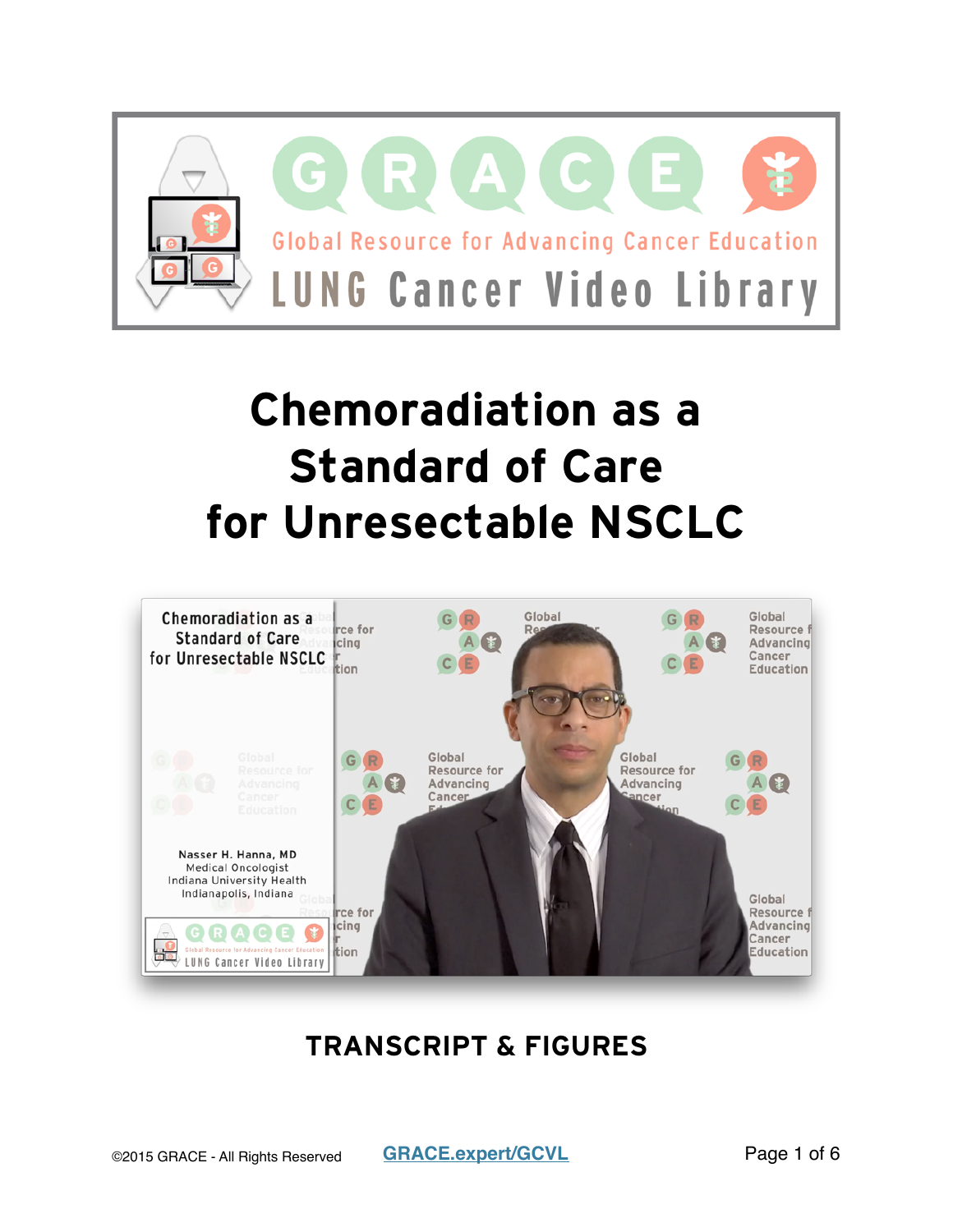GRACE

Global Resource for Advancing Cancer Education

LUNG Cancer Video Library

# Chemoradiation as a Standard of Care for Unresectable NSCLC

Chemoradiation as a Standard of Care for Unresectable NSCLC

Nasser H. Hanna, MD
Medical Oncologist
Indiana University Health
Indianapolis, Indiana

## TRANSCRIPT & FIGURES

©2015 GRACE - All Rights Reserved

GRACE.expert/GCVL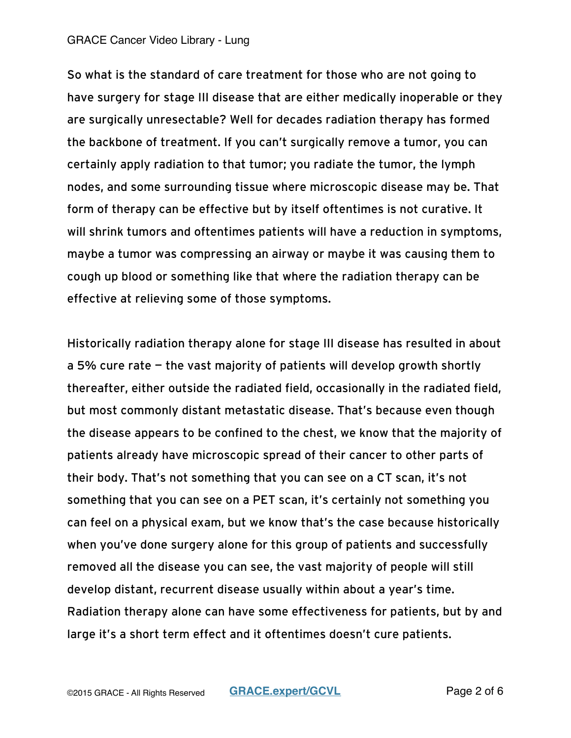So what is the standard of care treatment for those who are not going to have surgery for stage III disease that are either medically inoperable or they are surgically unresectable? Well for decades radiation therapy has formed the backbone of treatment. If you can't surgically remove a tumor, you can certainly apply radiation to that tumor; you radiate the tumor, the lymph nodes, and some surrounding tissue where microscopic disease may be. That form of therapy can be effective but by itself oftentimes is not curative. It will shrink tumors and oftentimes patients will have a reduction in symptoms, maybe a tumor was compressing an airway or maybe it was causing them to cough up blood or something like that where the radiation therapy can be effective at relieving some of those symptoms.

Historically radiation therapy alone for stage III disease has resulted in about a 5% cure rate — the vast majority of patients will develop growth shortly thereafter, either outside the radiated field, occasionally in the radiated field, but most commonly distant metastatic disease. That's because even though the disease appears to be confined to the chest, we know that the majority of patients already have microscopic spread of their cancer to other parts of their body. That's not something that you can see on a CT scan, it's not something that you can see on a PET scan, it's certainly not something you can feel on a physical exam, but we know that's the case because historically when you've done surgery alone for this group of patients and successfully removed all the disease you can see, the vast majority of people will still develop distant, recurrent disease usually within about a year's time. Radiation therapy alone can have some effectiveness for patients, but by and large it's a short term effect and it oftentimes doesn't cure patients.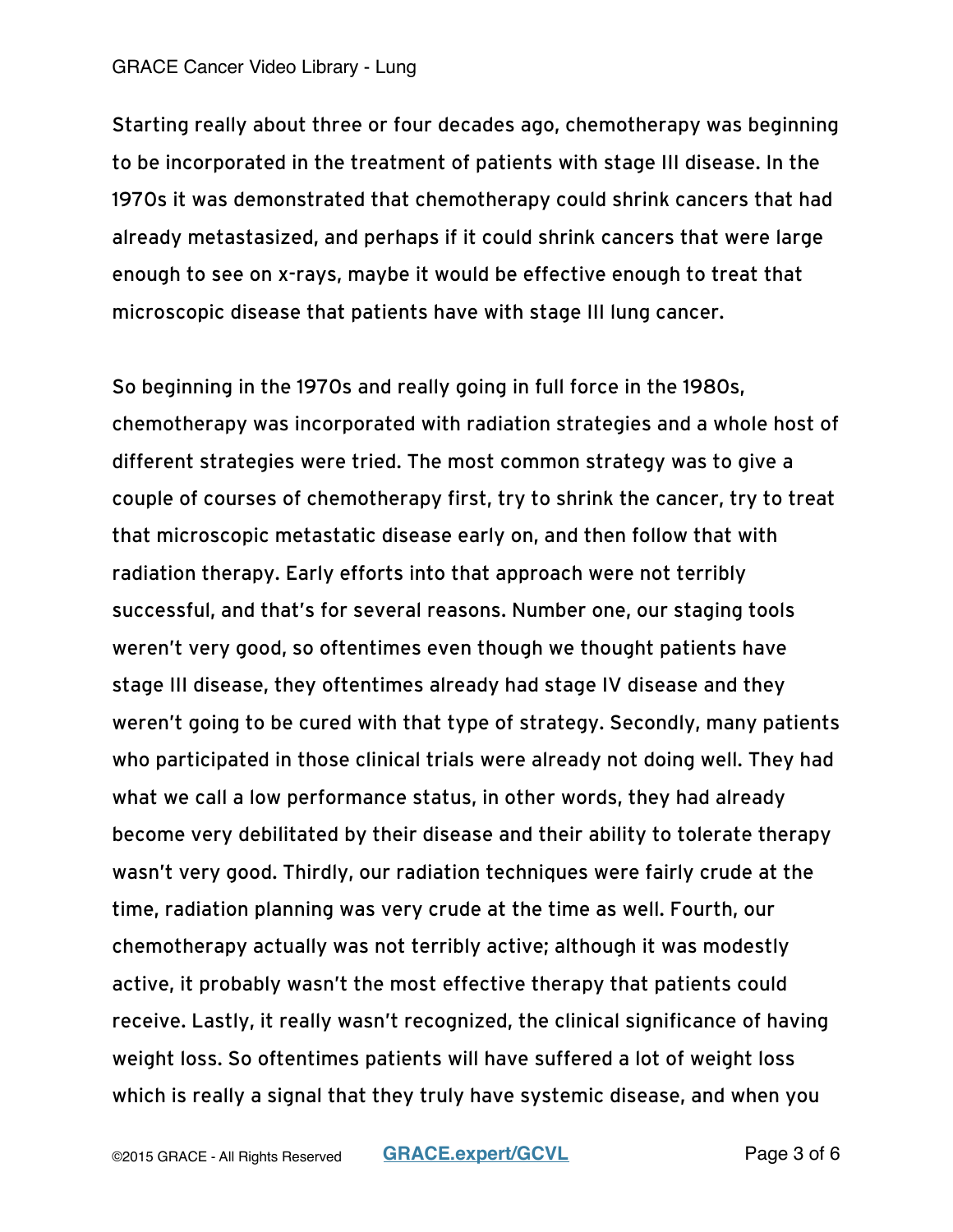Starting really about three or four decades ago, chemotherapy was beginning to be incorporated in the treatment of patients with stage III disease. In the 1970s it was demonstrated that chemotherapy could shrink cancers that had already metastasized, and perhaps if it could shrink cancers that were large enough to see on x-rays, maybe it would be effective enough to treat that microscopic disease that patients have with stage III lung cancer.

So beginning in the 1970s and really going in full force in the 1980s, chemotherapy was incorporated with radiation strategies and a whole host of different strategies were tried. The most common strategy was to give a couple of courses of chemotherapy first, try to shrink the cancer, try to treat that microscopic metastatic disease early on, and then follow that with radiation therapy. Early efforts into that approach were not terribly successful, and that's for several reasons. Number one, our staging tools weren't very good, so oftentimes even though we thought patients have stage III disease, they oftentimes already had stage IV disease and they weren't going to be cured with that type of strategy. Secondly, many patients who participated in those clinical trials were already not doing well. They had what we call a low performance status, in other words, they had already become very debilitated by their disease and their ability to tolerate therapy wasn't very good. Thirdly, our radiation techniques were fairly crude at the time, radiation planning was very crude at the time as well. Fourth, our chemotherapy actually was not terribly active; although it was modestly active, it probably wasn't the most effective therapy that patients could receive. Lastly, it really wasn't recognized, the clinical significance of having weight loss. So oftentimes patients will have suffered a lot of weight loss which is really a signal that they truly have systemic disease, and when you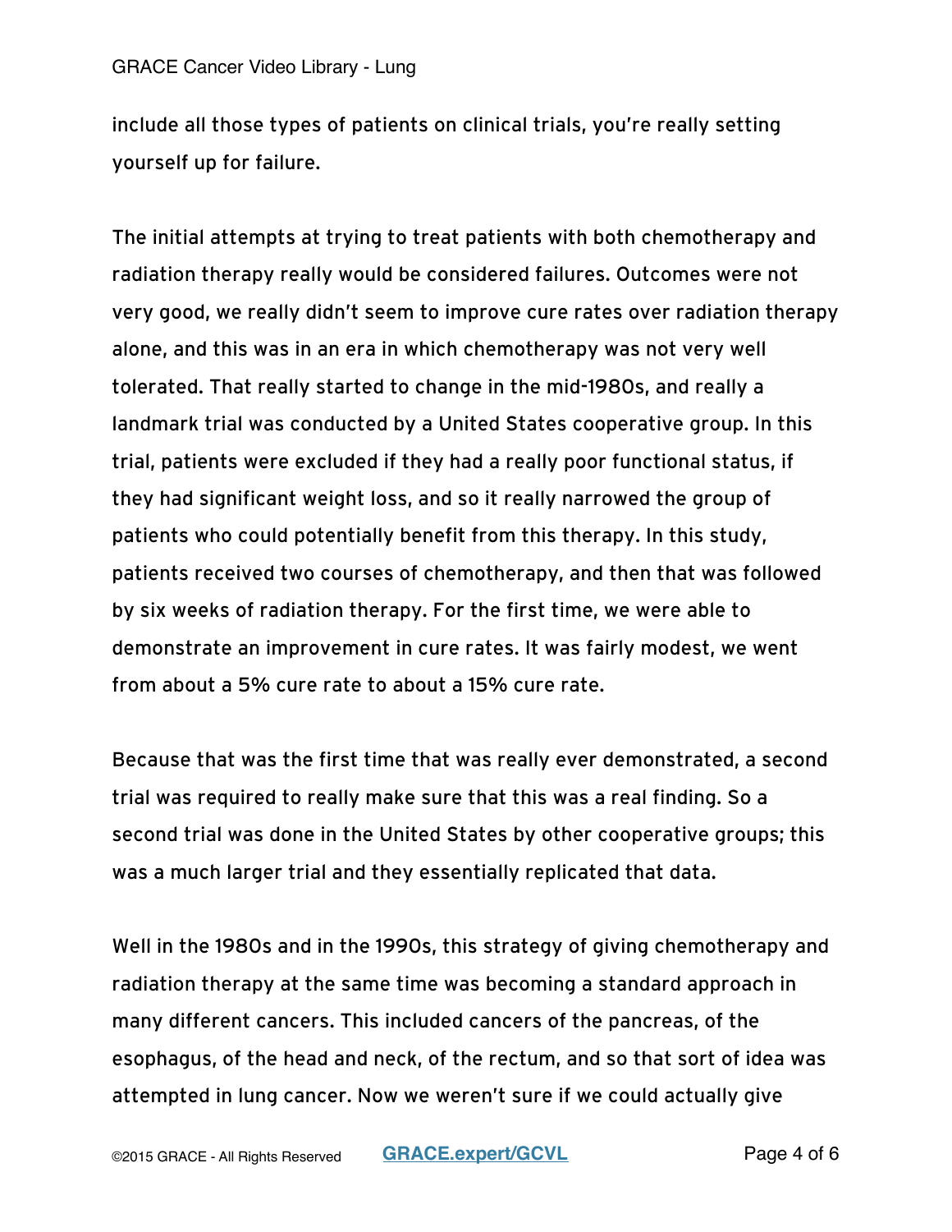include all those types of patients on clinical trials, you're really setting yourself up for failure.

The initial attempts at trying to treat patients with both chemotherapy and radiation therapy really would be considered failures. Outcomes were not very good, we really didn't seem to improve cure rates over radiation therapy alone, and this was in an era in which chemotherapy was not very well tolerated. That really started to change in the mid-1980s, and really a landmark trial was conducted by a United States cooperative group. In this trial, patients were excluded if they had a really poor functional status, if they had significant weight loss, and so it really narrowed the group of patients who could potentially benefit from this therapy. In this study, patients received two courses of chemotherapy, and then that was followed by six weeks of radiation therapy. For the first time, we were able to demonstrate an improvement in cure rates. It was fairly modest, we went from about a 5% cure rate to about a 15% cure rate.

Because that was the first time that was really ever demonstrated, a second trial was required to really make sure that this was a real finding. So a second trial was done in the United States by other cooperative groups; this was a much larger trial and they essentially replicated that data.

Well in the 1980s and in the 1990s, this strategy of giving chemotherapy and radiation therapy at the same time was becoming a standard approach in many different cancers. This included cancers of the pancreas, of the esophagus, of the head and neck, of the rectum, and so that sort of idea was attempted in lung cancer. Now we weren't sure if we could actually give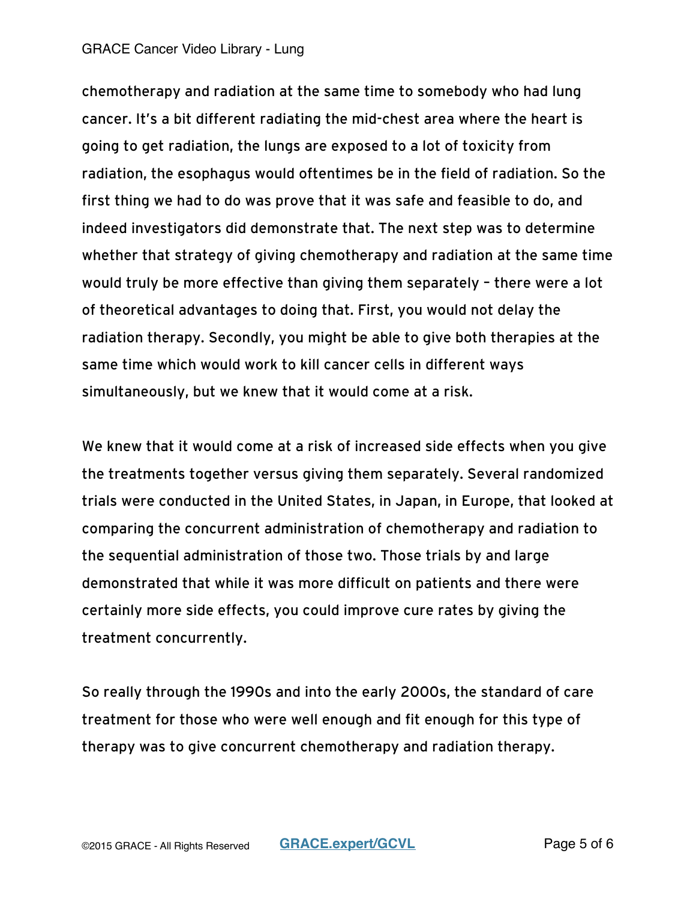chemotherapy and radiation at the same time to somebody who had lung cancer. It's a bit different radiating the mid-chest area where the heart is going to get radiation, the lungs are exposed to a lot of toxicity from radiation, the esophagus would oftentimes be in the field of radiation. So the first thing we had to do was prove that it was safe and feasible to do, and indeed investigators did demonstrate that. The next step was to determine whether that strategy of giving chemotherapy and radiation at the same time would truly be more effective than giving them separately – there were a lot of theoretical advantages to doing that. First, you would not delay the radiation therapy. Secondly, you might be able to give both therapies at the same time which would work to kill cancer cells in different ways simultaneously, but we knew that it would come at a risk.

We knew that it would come at a risk of increased side effects when you give the treatments together versus giving them separately. Several randomized trials were conducted in the United States, in Japan, in Europe, that looked at comparing the concurrent administration of chemotherapy and radiation to the sequential administration of those two. Those trials by and large demonstrated that while it was more difficult on patients and there were certainly more side effects, you could improve cure rates by giving the treatment concurrently.

So really through the 1990s and into the early 2000s, the standard of care treatment for those who were well enough and fit enough for this type of therapy was to give concurrent chemotherapy and radiation therapy.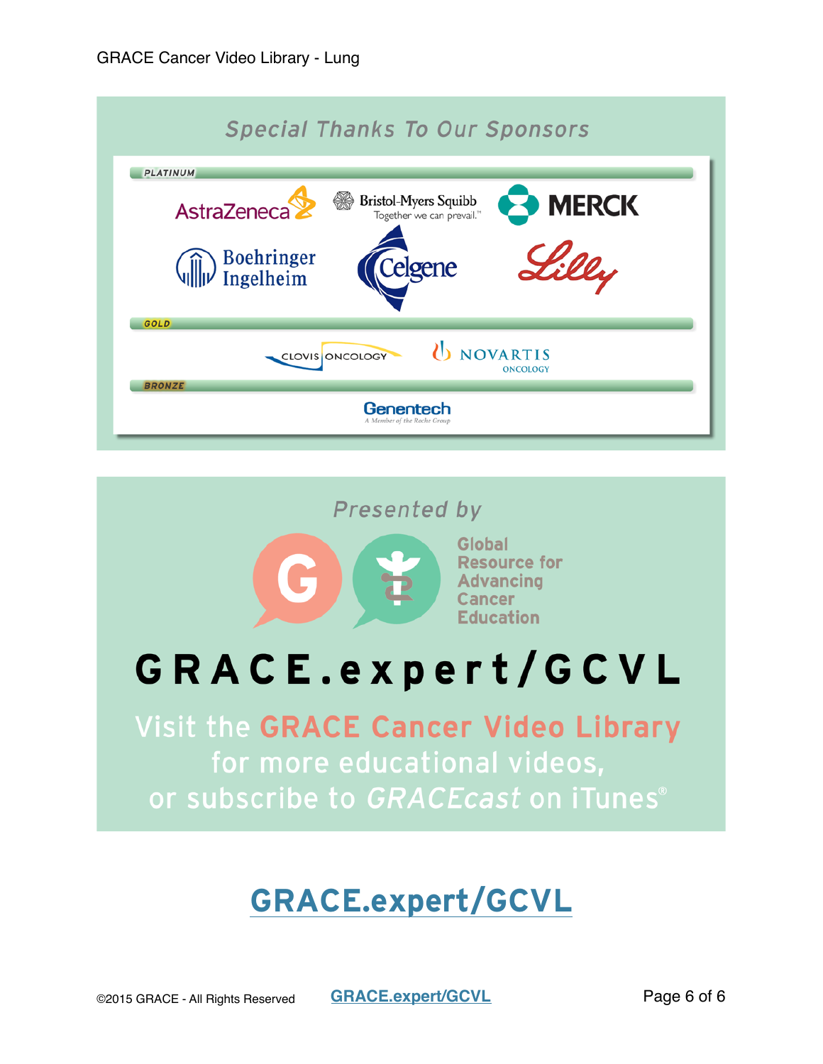## Special Thanks To Our Sponsors

**PLATINUM**

AstraZeneca
Bristol-Myers Squibb — Together we can prevail.™
MERCK
Boehringer Ingelheim
Celgene
Lilly

**GOLD**

CLOVIS ONCOLOGY
NOVARTIS ONCOLOGY

**BRONZE**

Genentech — A Member of the Roche Group

## Presented by

Global Resource for Advancing Cancer Education

# GRACE.expert/GCVL

Visit the GRACE Cancer Video Library for more educational videos, or subscribe to *GRACEcast* on iTunes®

## GRACE.expert/GCVL

©2015 GRACE - All Rights Reserved GRACE.expert/GCVL